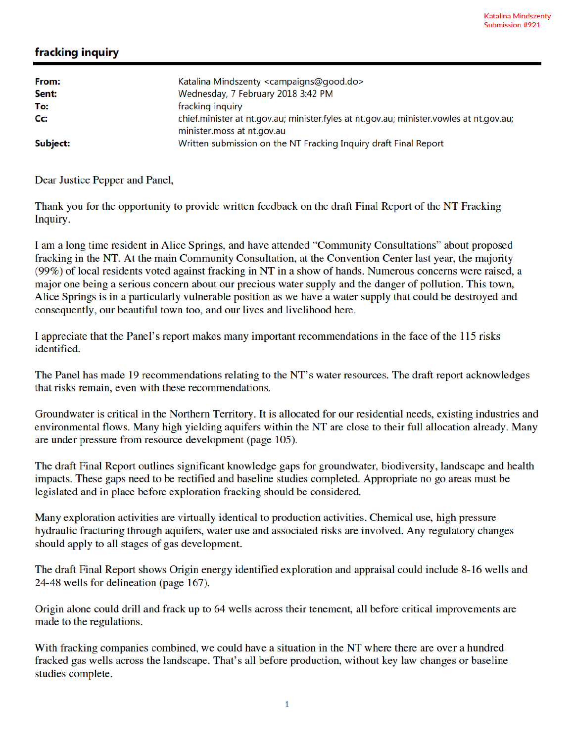Katalina Mindszenty
Submission #921

# fracking inquiry

| | |
|---|---|
| **From:** | Katalina Mindszenty <campaigns@good.do> |
| **Sent:** | Wednesday, 7 February 2018 3:42 PM |
| **To:** | fracking inquiry |
| **Cc:** | chief.minister at nt.gov.au; minister.fyles at nt.gov.au; minister.vowles at nt.gov.au; minister.moss at nt.gov.au |
| **Subject:** | Written submission on the NT Fracking Inquiry draft Final Report |

Dear Justice Pepper and Panel,

Thank you for the opportunity to provide written feedback on the draft Final Report of the NT Fracking Inquiry.

I am a long time resident in Alice Springs, and have attended "Community Consultations" about proposed fracking in the NT. At the main Community Consultation, at the Convention Center last year, the majority (99%) of local residents voted against fracking in NT in a show of hands. Numerous concerns were raised, a major one being a serious concern about our precious water supply and the danger of pollution. This town, Alice Springs is in a particularly vulnerable position as we have a water supply that could be destroyed and consequently, our beautiful town too, and our lives and livelihood here.

I appreciate that the Panel's report makes many important recommendations in the face of the 115 risks identified.

The Panel has made 19 recommendations relating to the NT's water resources. The draft report acknowledges that risks remain, even with these recommendations.

Groundwater is critical in the Northern Territory. It is allocated for our residential needs, existing industries and environmental flows. Many high yielding aquifers within the NT are close to their full allocation already. Many are under pressure from resource development (page 105).

The draft Final Report outlines significant knowledge gaps for groundwater, biodiversity, landscape and health impacts. These gaps need to be rectified and baseline studies completed. Appropriate no go areas must be legislated and in place before exploration fracking should be considered.

Many exploration activities are virtually identical to production activities. Chemical use, high pressure hydraulic fracturing through aquifers, water use and associated risks are involved. Any regulatory changes should apply to all stages of gas development.

The draft Final Report shows Origin energy identified exploration and appraisal could include 8-16 wells and 24-48 wells for delineation (page 167).

Origin alone could drill and frack up to 64 wells across their tenement, all before critical improvements are made to the regulations.

With fracking companies combined, we could have a situation in the NT where there are over a hundred fracked gas wells across the landscape. That's all before production, without key law changes or baseline studies complete.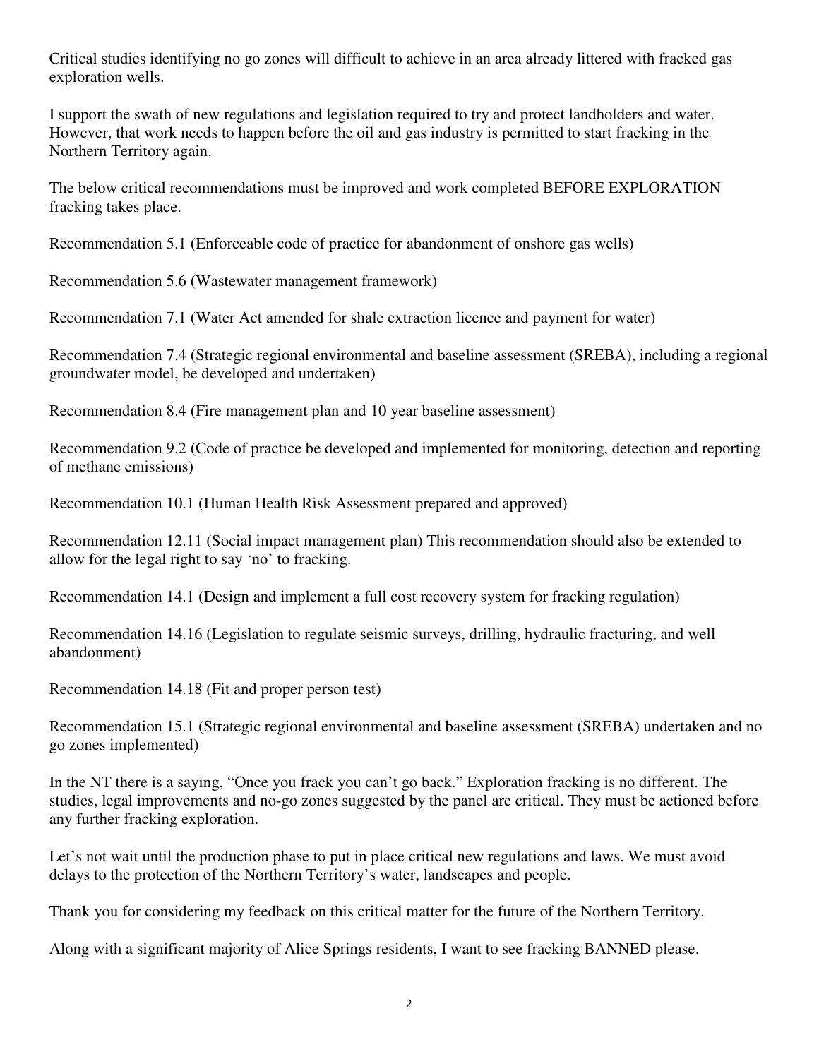Critical studies identifying no go zones will difficult to achieve in an area already littered with fracked gas exploration wells.

I support the swath of new regulations and legislation required to try and protect landholders and water. However, that work needs to happen before the oil and gas industry is permitted to start fracking in the Northern Territory again.

The below critical recommendations must be improved and work completed BEFORE EXPLORATION fracking takes place.

Recommendation 5.1 (Enforceable code of practice for abandonment of onshore gas wells)

Recommendation 5.6 (Wastewater management framework)

Recommendation 7.1 (Water Act amended for shale extraction licence and payment for water)

Recommendation 7.4 (Strategic regional environmental and baseline assessment (SREBA), including a regional groundwater model, be developed and undertaken)

Recommendation 8.4 (Fire management plan and 10 year baseline assessment)

Recommendation 9.2 (Code of practice be developed and implemented for monitoring, detection and reporting of methane emissions)

Recommendation 10.1 (Human Health Risk Assessment prepared and approved)

Recommendation 12.11 (Social impact management plan) This recommendation should also be extended to allow for the legal right to say 'no' to fracking.

Recommendation 14.1 (Design and implement a full cost recovery system for fracking regulation)

Recommendation 14.16 (Legislation to regulate seismic surveys, drilling, hydraulic fracturing, and well abandonment)

Recommendation 14.18 (Fit and proper person test)

Recommendation 15.1 (Strategic regional environmental and baseline assessment (SREBA) undertaken and no go zones implemented)

In the NT there is a saying, "Once you frack you can't go back." Exploration fracking is no different. The studies, legal improvements and no-go zones suggested by the panel are critical. They must be actioned before any further fracking exploration.

Let's not wait until the production phase to put in place critical new regulations and laws. We must avoid delays to the protection of the Northern Territory's water, landscapes and people.

Thank you for considering my feedback on this critical matter for the future of the Northern Territory.

Along with a significant majority of Alice Springs residents, I want to see fracking BANNED please.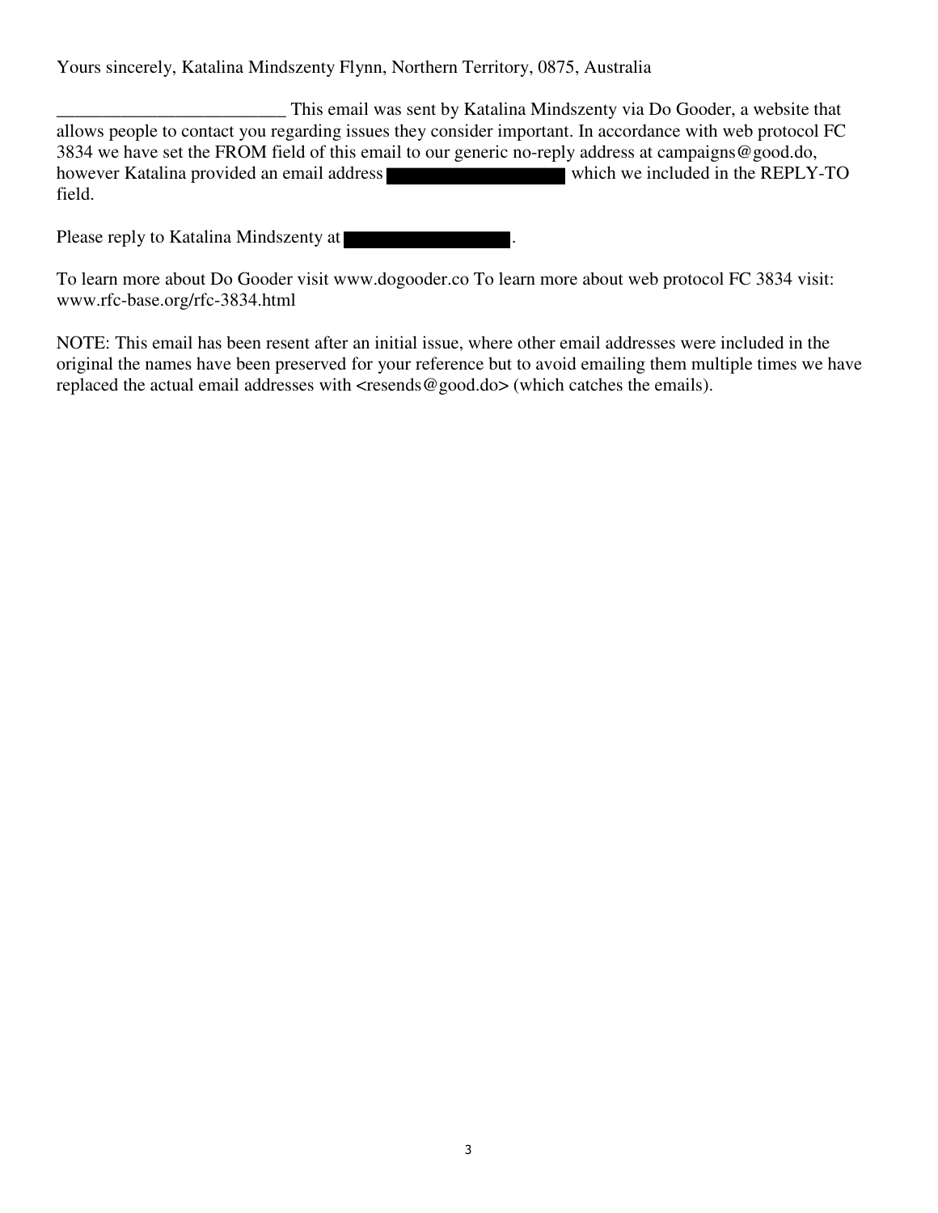Yours sincerely, Katalina Mindszenty Flynn, Northern Territory, 0875, Australia

_________________________ This email was sent by Katalina Mindszenty via Do Gooder, a website that allows people to contact you regarding issues they consider important. In accordance with web protocol FC 3834 we have set the FROM field of this email to our generic no-reply address at campaigns@good.do, however Katalina provided an email address [redacted] which we included in the REPLY-TO field.

Please reply to Katalina Mindszenty at [redacted].

To learn more about Do Gooder visit www.dogooder.co To learn more about web protocol FC 3834 visit: www.rfc-base.org/rfc-3834.html

NOTE: This email has been resent after an initial issue, where other email addresses were included in the original the names have been preserved for your reference but to avoid emailing them multiple times we have replaced the actual email addresses with <resends@good.do> (which catches the emails).